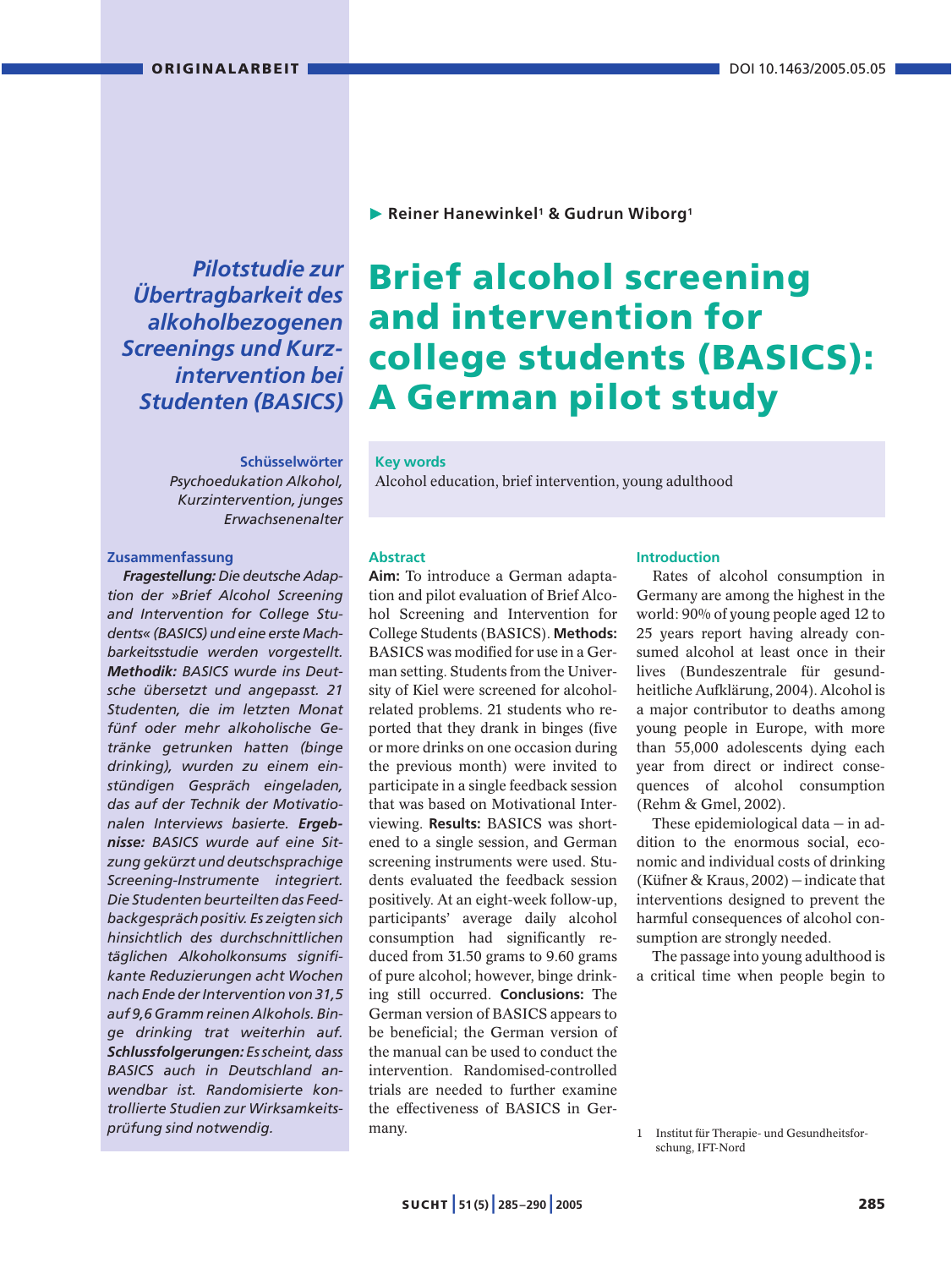ORIGINALARBEIT

DOI 10.1463/2005.05.05

Reiner Hanewinkel[1] & Gudrun Wiborg[1]

# Brief alcohol screening and intervention for college students (BASICS): A German pilot study

*Pilotstudie zur Übertragbarkeit des alkoholbezogenen Screenings und Kurzintervention bei Studenten (BASICS)*

**Schüsselwörter**

*Psychoedukation Alkohol, Kurzintervention, junges Erwachsenenalter*

**Zusammenfassung**

***Fragestellung:*** *Die deutsche Adaption der »Brief Alcohol Screening and Intervention for College Students« (BASICS) und eine erste Machbarkeitsstudie werden vorgestellt.* ***Methodik:*** *BASICS wurde ins Deutsche übersetzt und angepasst. 21 Studenten, die im letzten Monat fünf oder mehr alkoholische Getränke getrunken hatten (binge drinking), wurden zu einem einstündigen Gespräch eingeladen, das auf der Technik der Motivationalen Interviews basierte.* ***Ergebnisse:*** *BASICS wurde auf eine Sitzung gekürzt und deutschsprachige Screening-Instrumente integriert. Die Studenten beurteilten das Feedbackgespräch positiv. Es zeigten sich hinsichtlich des durchschnittlichen täglichen Alkoholkonsums signifikante Reduzierungen acht Wochen nach Ende der Intervention von 31,5 auf 9,6 Gramm reinen Alkohols. Binge drinking trat weiterhin auf.* ***Schlussfolgerungen:*** *Es scheint, dass BASICS auch in Deutschland anwendbar ist. Randomisierte kontrollierte Studien zur Wirksamkeitsprüfung sind notwendig.*

**Key words**

Alcohol education, brief intervention, young adulthood

## Abstract

**Aim:** To introduce a German adaptation and pilot evaluation of Brief Alcohol Screening and Intervention for College Students (BASICS). **Methods:** BASICS was modified for use in a German setting. Students from the University of Kiel were screened for alcohol-related problems. 21 students who reported that they drank in binges (five or more drinks on one occasion during the previous month) were invited to participate in a single feedback session that was based on Motivational Interviewing. **Results:** BASICS was shortened to a single session, and German screening instruments were used. Students evaluated the feedback session positively. At an eight-week follow-up, participants' average daily alcohol consumption had significantly reduced from 31.50 grams to 9.60 grams of pure alcohol; however, binge drinking still occurred. **Conclusions:** The German version of BASICS appears to be beneficial; the German version of the manual can be used to conduct the intervention. Randomised-controlled trials are needed to further examine the effectiveness of BASICS in Germany.

## Introduction

Rates of alcohol consumption in Germany are among the highest in the world: 90% of young people aged 12 to 25 years report having already consumed alcohol at least once in their lives (Bundeszentrale für gesundheitliche Aufklärung, 2004). Alcohol is a major contributor to deaths among young people in Europe, with more than 55,000 adolescents dying each year from direct or indirect consequences of alcohol consumption (Rehm & Gmel, 2002).

These epidemiological data – in addition to the enormous social, economic and individual costs of drinking (Küfner & Kraus, 2002) – indicate that interventions designed to prevent the harmful consequences of alcohol consumption are strongly needed.

The passage into young adulthood is a critical time when people begin to

[1] Institut für Therapie- und Gesundheitsforschung, IFT-Nord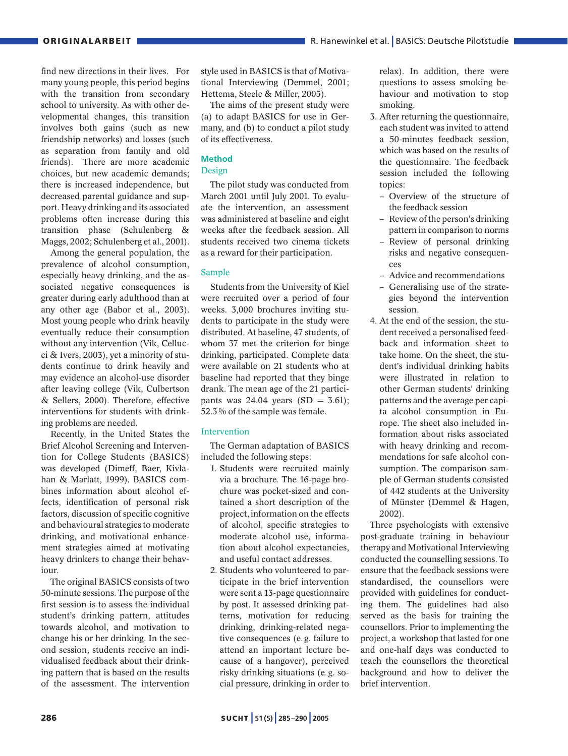find new directions in their lives. For many young people, this period begins with the transition from secondary school to university. As with other developmental changes, this transition involves both gains (such as new friendship networks) and losses (such as separation from family and old friends). There are more academic choices, but new academic demands; there is increased independence, but decreased parental guidance and support. Heavy drinking and its associated problems often increase during this transition phase (Schulenberg & Maggs, 2002; Schulenberg et al., 2001).

Among the general population, the prevalence of alcohol consumption, especially heavy drinking, and the associated negative consequences is greater during early adulthood than at any other age (Babor et al., 2003). Most young people who drink heavily eventually reduce their consumption without any intervention (Vik, Cellucci & Ivers, 2003), yet a minority of students continue to drink heavily and may evidence an alcohol-use disorder after leaving college (Vik, Culbertson & Sellers, 2000). Therefore, effective interventions for students with drinking problems are needed.

Recently, in the United States the Brief Alcohol Screening and Intervention for College Students (BASICS) was developed (Dimeff, Baer, Kivlahan & Marlatt, 1999). BASICS combines information about alcohol effects, identification of personal risk factors, discussion of specific cognitive and behavioural strategies to moderate drinking, and motivational enhancement strategies aimed at motivating heavy drinkers to change their behaviour.

The original BASICS consists of two 50-minute sessions. The purpose of the first session is to assess the individual student's drinking pattern, attitudes towards alcohol, and motivation to change his or her drinking. In the second session, students receive an individualised feedback about their drinking pattern that is based on the results of the assessment. The intervention style used in BASICS is that of Motivational Interviewing (Demmel, 2001; Hettema, Steele & Miller, 2005).

The aims of the present study were (a) to adapt BASICS for use in Germany, and (b) to conduct a pilot study of its effectiveness.

## Method

### Design

The pilot study was conducted from March 2001 until July 2001. To evaluate the intervention, an assessment was administered at baseline and eight weeks after the feedback session. All students received two cinema tickets as a reward for their participation.

### Sample

Students from the University of Kiel were recruited over a period of four weeks. 3,000 brochures inviting students to participate in the study were distributed. At baseline, 47 students, of whom 37 met the criterion for binge drinking, participated. Complete data were available on 21 students who at baseline had reported that they binge drank. The mean age of the 21 participants was 24.04 years (SD = 3.61); 52.3 % of the sample was female.

### Intervention

The German adaptation of BASICS included the following steps:

1. Students were recruited mainly via a brochure. The 16-page brochure was pocket-sized and contained a short description of the project, information on the effects of alcohol, specific strategies to moderate alcohol use, information about alcohol expectancies, and useful contact addresses.
2. Students who volunteered to participate in the brief intervention were sent a 13-page questionnaire by post. It assessed drinking patterns, motivation for reducing drinking, drinking-related negative consequences (e.g. failure to attend an important lecture because of a hangover), perceived risky drinking situations (e.g. social pressure, drinking in order to relax). In addition, there were questions to assess smoking behaviour and motivation to stop smoking.
3. After returning the questionnaire, each student was invited to attend a 50-minutes feedback session, which was based on the results of the questionnaire. The feedback session included the following topics:
   - Overview of the structure of the feedback session
   - Review of the person's drinking pattern in comparison to norms
   - Review of personal drinking risks and negative consequences
   - Advice and recommendations
   - Generalising use of the strategies beyond the intervention session.
4. At the end of the session, the student received a personalised feedback and information sheet to take home. On the sheet, the student's individual drinking habits were illustrated in relation to other German students' drinking patterns and the average per capita alcohol consumption in Europe. The sheet also included information about risks associated with heavy drinking and recommendations for safe alcohol consumption. The comparison sample of German students consisted of 442 students at the University of Münster (Demmel & Hagen, 2002).

Three psychologists with extensive post-graduate training in behaviour therapy and Motivational Interviewing conducted the counselling sessions. To ensure that the feedback sessions were standardised, the counsellors were provided with guidelines for conducting them. The guidelines had also served as the basis for training the counsellors. Prior to implementing the project, a workshop that lasted for one and one-half days was conducted to teach the counsellors the theoretical background and how to deliver the brief intervention.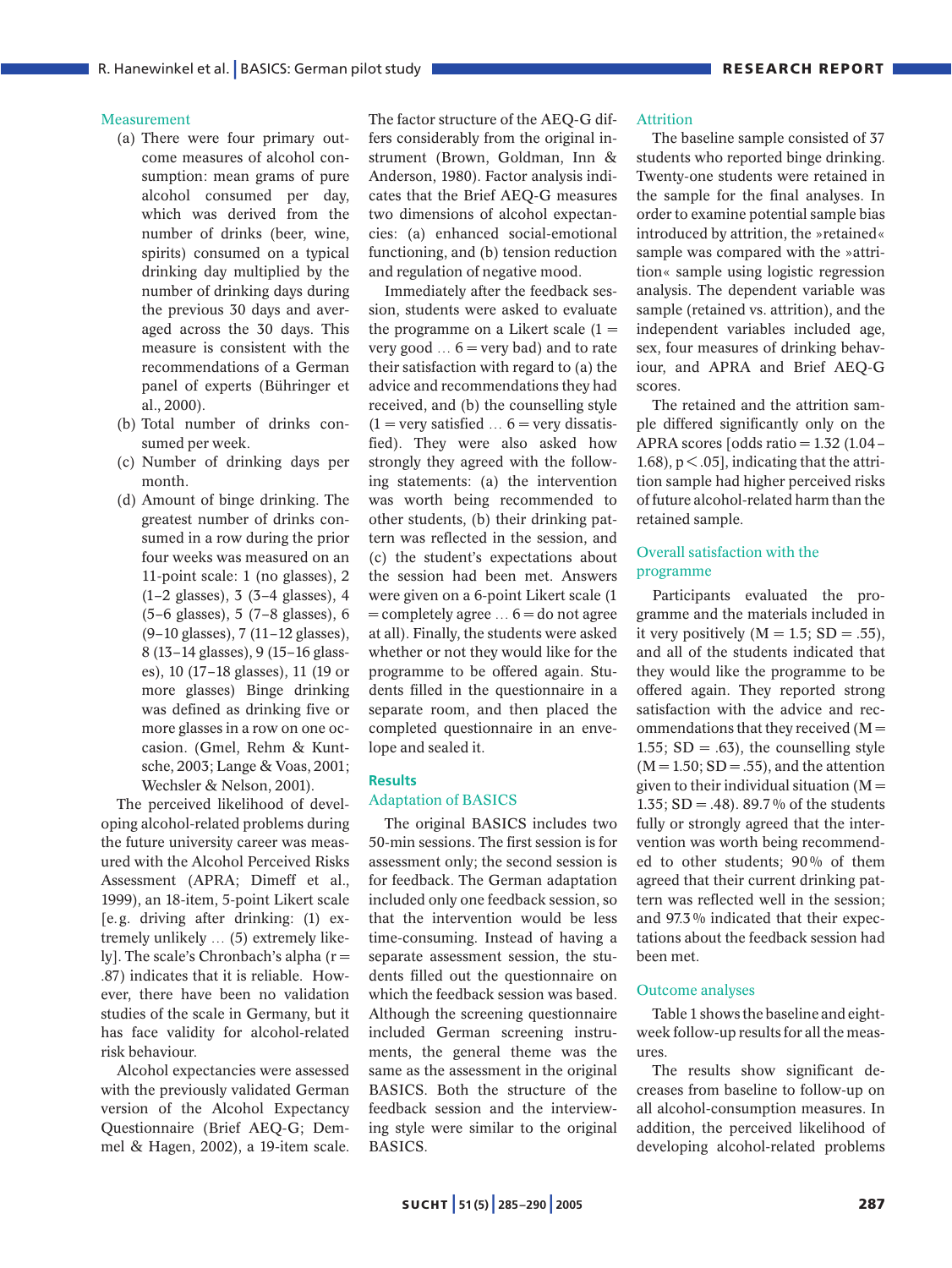## Measurement

(a) There were four primary outcome measures of alcohol consumption: mean grams of pure alcohol consumed per day, which was derived from the number of drinks (beer, wine, spirits) consumed on a typical drinking day multiplied by the number of drinking days during the previous 30 days and averaged across the 30 days. This measure is consistent with the recommendations of a German panel of experts (Bühringer et al., 2000).

(b) Total number of drinks consumed per week.

(c) Number of drinking days per month.

(d) Amount of binge drinking. The greatest number of drinks consumed in a row during the prior four weeks was measured on an 11-point scale: 1 (no glasses), 2 (1–2 glasses), 3 (3–4 glasses), 4 (5–6 glasses), 5 (7–8 glasses), 6 (9–10 glasses), 7 (11–12 glasses), 8 (13–14 glasses), 9 (15–16 glasses), 10 (17–18 glasses), 11 (19 or more glasses) Binge drinking was defined as drinking five or more glasses in a row on one occasion. (Gmel, Rehm & Kuntsche, 2003; Lange & Voas, 2001; Wechsler & Nelson, 2001).

The perceived likelihood of developing alcohol-related problems during the future university career was measured with the Alcohol Perceived Risks Assessment (APRA; Dimeff et al., 1999), an 18-item, 5-point Likert scale [e. g. driving after drinking: (1) extremely unlikely … (5) extremely likely]. The scale's Chronbach's alpha (r = .87) indicates that it is reliable. However, there have been no validation studies of the scale in Germany, but it has face validity for alcohol-related risk behaviour.

Alcohol expectancies were assessed with the previously validated German version of the Alcohol Expectancy Questionnaire (Brief AEQ-G; Demmel & Hagen, 2002), a 19-item scale. The factor structure of the AEQ-G differs considerably from the original instrument (Brown, Goldman, Inn & Anderson, 1980). Factor analysis indicates that the Brief AEQ-G measures two dimensions of alcohol expectancies: (a) enhanced social-emotional functioning, and (b) tension reduction and regulation of negative mood.

Immediately after the feedback session, students were asked to evaluate the programme on a Likert scale (1 = very good … 6 = very bad) and to rate their satisfaction with regard to (a) the advice and recommendations they had received, and (b) the counselling style (1 = very satisfied … 6 = very dissatisfied). They were also asked how strongly they agreed with the following statements: (a) the intervention was worth being recommended to other students, (b) their drinking pattern was reflected in the session, and (c) the student's expectations about the session had been met. Answers were given on a 6-point Likert scale (1 = completely agree … 6 = do not agree at all). Finally, the students were asked whether or not they would like for the programme to be offered again. Students filled in the questionnaire in a separate room, and then placed the completed questionnaire in an envelope and sealed it.

## Results

### Adaptation of BASICS

The original BASICS includes two 50-min sessions. The first session is for assessment only; the second session is for feedback. The German adaptation included only one feedback session, so that the intervention would be less time-consuming. Instead of having a separate assessment session, the students filled out the questionnaire on which the feedback session was based. Although the screening questionnaire included German screening instruments, the general theme was the same as the assessment in the original BASICS. Both the structure of the feedback session and the interviewing style were similar to the original BASICS.

### Attrition

The baseline sample consisted of 37 students who reported binge drinking. Twenty-one students were retained in the sample for the final analyses. In order to examine potential sample bias introduced by attrition, the »retained« sample was compared with the »attrition« sample using logistic regression analysis. The dependent variable was sample (retained vs. attrition), and the independent variables included age, sex, four measures of drinking behaviour, and APRA and Brief AEQ-G scores.

The retained and the attrition sample differed significantly only on the APRA scores [odds ratio = 1.32 (1.04–1.68), $p < .05$], indicating that the attrition sample had higher perceived risks of future alcohol-related harm than the retained sample.

### Overall satisfaction with the programme

Participants evaluated the programme and the materials included in it very positively ($M = 1.5$; $SD = .55$), and all of the students indicated that they would like the programme to be offered again. They reported strong satisfaction with the advice and recommendations that they received ($M = 1.55$; $SD = .63$), the counselling style ($M = 1.50$; $SD = .55$), and the attention given to their individual situation ($M = 1.35$; $SD = .48$). 89.7 % of the students fully or strongly agreed that the intervention was worth being recommended to other students; 90 % of them agreed that their current drinking pattern was reflected well in the session; and 97.3 % indicated that their expectations about the feedback session had been met.

### Outcome analyses

Table 1 shows the baseline and eight-week follow-up results for all the measures.

The results show significant decreases from baseline to follow-up on all alcohol-consumption measures. In addition, the perceived likelihood of developing alcohol-related problems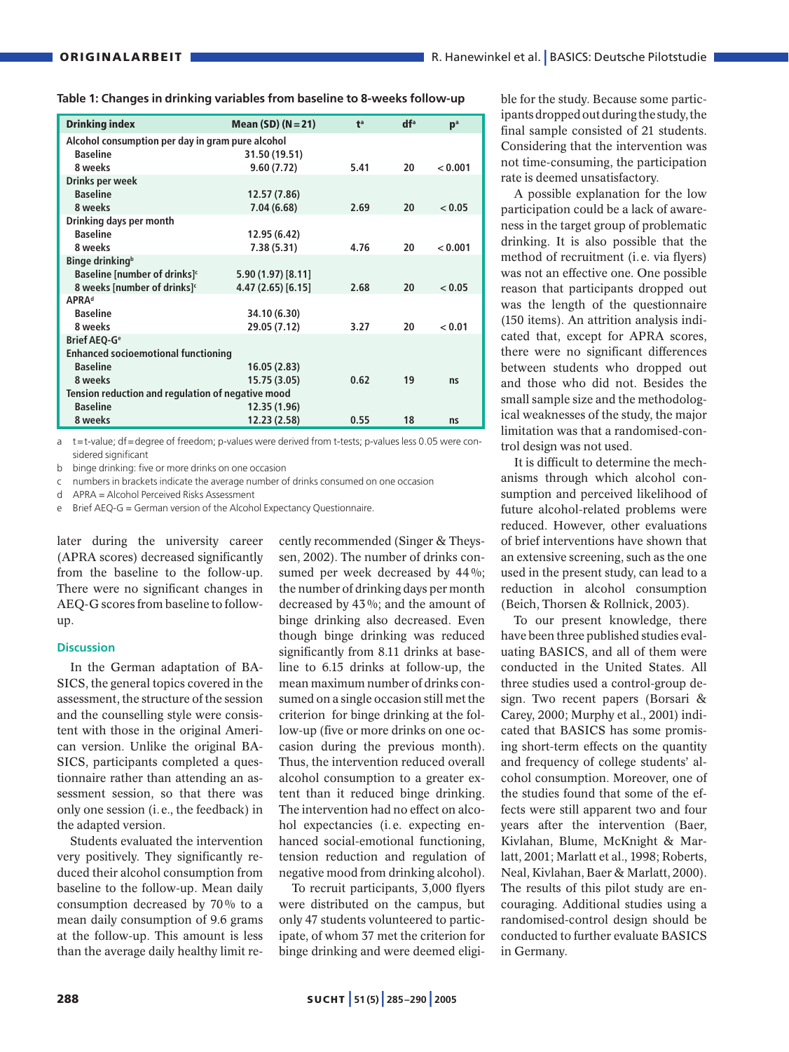**Table 1: Changes in drinking variables from baseline to 8-weeks follow-up**

| Drinking index | Mean (SD) (N = 21) | t[a] | df[a] | p[a] |
|---|---|---|---|---|
| Alcohol consumption per day in gram pure alcohol | | | | |
| Baseline | 31.50 (19.51) | | | |
| 8 weeks | 9.60 (7.72) | 5.41 | 20 | < 0.001 |
| Drinks per week | | | | |
| Baseline | 12.57 (7.86) | | | |
| 8 weeks | 7.04 (6.68) | 2.69 | 20 | < 0.05 |
| Drinking days per month | | | | |
| Baseline | 12.95 (6.42) | | | |
| 8 weeks | 7.38 (5.31) | 4.76 | 20 | < 0.001 |
| Binge drinking[b] | | | | |
| Baseline [number of drinks][c] | 5.90 (1.97) [8.11] | | | |
| 8 weeks [number of drinks][c] | 4.47 (2.65) [6.15] | 2.68 | 20 | < 0.05 |
| APRA[d] | | | | |
| Baseline | 34.10 (6.30) | | | |
| 8 weeks | 29.05 (7.12) | 3.27 | 20 | < 0.01 |
| Brief AEQ-G[e] | | | | |
| Enhanced socioemotional functioning | | | | |
| Baseline | 16.05 (2.83) | | | |
| 8 weeks | 15.75 (3.05) | 0.62 | 19 | ns |
| Tension reduction and regulation of negative mood | | | | |
| Baseline | 12.35 (1.96) | | | |
| 8 weeks | 12.23 (2.58) | 0.55 | 18 | ns |

a t = t-value; df = degree of freedom; p-values were derived from t-tests; p-values less 0.05 were considered significant

b binge drinking: five or more drinks on one occasion

c numbers in brackets indicate the average number of drinks consumed on one occasion

d APRA = Alcohol Perceived Risks Assessment

e Brief AEQ-G = German version of the Alcohol Expectancy Questionnaire.

later during the university career (APRA scores) decreased significantly from the baseline to the follow-up. There were no significant changes in AEQ-G scores from baseline to follow-up.

## Discussion

In the German adaptation of BASICS, the general topics covered in the assessment, the structure of the session and the counselling style were consistent with those in the original American version. Unlike the original BASICS, participants completed a questionnaire rather than attending an assessment session, so that there was only one session (i. e., the feedback) in the adapted version.

Students evaluated the intervention very positively. They significantly reduced their alcohol consumption from baseline to the follow-up. Mean daily consumption decreased by 70 % to a mean daily consumption of 9.6 grams at the follow-up. This amount is less than the average daily healthy limit recently recommended (Singer & Theyssen, 2002). The number of drinks consumed per week decreased by 44 %; the number of drinking days per month decreased by 43 %; and the amount of binge drinking also decreased. Even though binge drinking was reduced significantly from 8.11 drinks at baseline to 6.15 drinks at follow-up, the mean maximum number of drinks consumed on a single occasion still met the criterion for binge drinking at the follow-up (five or more drinks on one occasion during the previous month). Thus, the intervention reduced overall alcohol consumption to a greater extent than it reduced binge drinking. The intervention had no effect on alcohol expectancies (i. e. expecting enhanced social-emotional functioning, tension reduction and regulation of negative mood from drinking alcohol).

To recruit participants, 3,000 flyers were distributed on the campus, but only 47 students volunteered to participate, of whom 37 met the criterion for binge drinking and were deemed eligible for the study. Because some participants dropped out during the study, the final sample consisted of 21 students. Considering that the intervention was not time-consuming, the participation rate is deemed unsatisfactory.

A possible explanation for the low participation could be a lack of awareness in the target group of problematic drinking. It is also possible that the method of recruitment (i. e. via flyers) was not an effective one. One possible reason that participants dropped out was the length of the questionnaire (150 items). An attrition analysis indicated that, except for APRA scores, there were no significant differences between students who dropped out and those who did not. Besides the small sample size and the methodological weaknesses of the study, the major limitation was that a randomised-control design was not used.

It is difficult to determine the mechanisms through which alcohol consumption and perceived likelihood of future alcohol-related problems were reduced. However, other evaluations of brief interventions have shown that an extensive screening, such as the one used in the present study, can lead to a reduction in alcohol consumption (Beich, Thorsen & Rollnick, 2003).

To our present knowledge, there have been three published studies evaluating BASICS, and all of them were conducted in the United States. All three studies used a control-group design. Two recent papers (Borsari & Carey, 2000; Murphy et al., 2001) indicated that BASICS has some promising short-term effects on the quantity and frequency of college students' alcohol consumption. Moreover, one of the studies found that some of the effects were still apparent two and four years after the intervention (Baer, Kivlahan, Blume, McKnight & Marlatt, 2001; Marlatt et al., 1998; Roberts, Neal, Kivlahan, Baer & Marlatt, 2000). The results of this pilot study are encouraging. Additional studies using a randomised-control design should be conducted to further evaluate BASICS in Germany.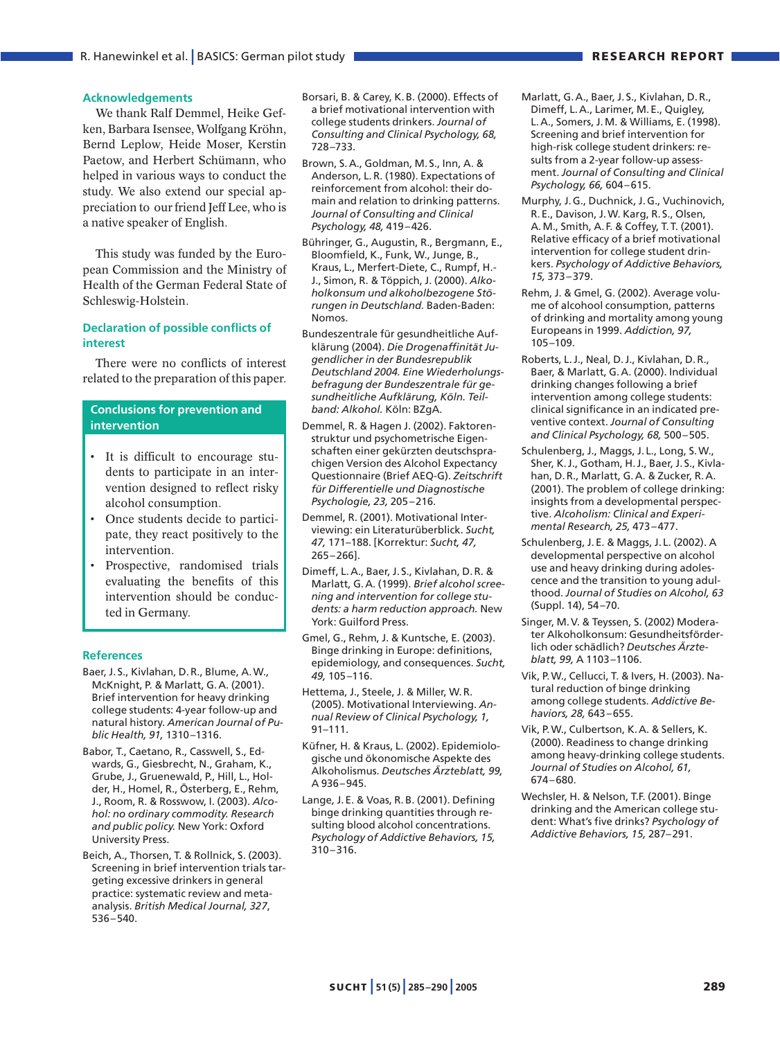## Acknowledgements

We thank Ralf Demmel, Heike Geffken, Barbara Isensee, Wolfgang Kröhn, Bernd Leplow, Heide Moser, Kerstin Paetow, and Herbert Schümann, who helped in various ways to conduct the study. We also extend our special appreciation to our friend Jeff Lee, who is a native speaker of English.

This study was funded by the European Commission and the Ministry of Health of the German Federal State of Schleswig-Holstein.

## Declaration of possible conflicts of interest

There were no conflicts of interest related to the preparation of this paper.

## Conclusions for prevention and intervention

- It is difficult to encourage students to participate in an intervention designed to reflect risky alcohol consumption.
- Once students decide to participate, they react positively to the intervention.
- Prospective, randomised trials evaluating the benefits of this intervention should be conducted in Germany.

## References

Baer, J. S., Kivlahan, D. R., Blume, A. W., McKnight, P. & Marlatt, G. A. (2001). Brief intervention for heavy drinking college students: 4-year follow-up and natural history. *American Journal of Public Health, 91,* 1310–1316.

Babor, T., Caetano, R., Casswell, S., Edwards, G., Giesbrecht, N., Graham, K., Grube, J., Gruenewald, P., Hill, L., Holder, H., Homel, R., Österberg, E., Rehm, J., Room, R. & Rosswow, I. (2003). *Alcohol: no ordinary commodity. Research and public policy.* New York: Oxford University Press.

Beich, A., Thorsen, T. & Rollnick, S. (2003). Screening in brief intervention trials targeting excessive drinkers in general practice: systematic review and meta-analysis. *British Medical Journal, 327,* 536–540.

Borsari, B. & Carey, K. B. (2000). Effects of a brief motivational intervention with college students drinkers. *Journal of Consulting and Clinical Psychology, 68,* 728–733.

Brown, S. A., Goldman, M. S., Inn, A. & Anderson, L. R. (1980). Expectations of reinforcement from alcohol: their domain and relation to drinking patterns. *Journal of Consulting and Clinical Psychology, 48,* 419–426.

Bühringer, G., Augustin, R., Bergmann, E., Bloomfield, K., Funk, W., Junge, B., Kraus, L., Merfert-Diete, C., Rumpf, H.-J., Simon, R. & Töppich, J. (2000). *Alkoholkonsum und alkoholbezogene Störungen in Deutschland.* Baden-Baden: Nomos.

Bundeszentrale für gesundheitliche Aufklärung (2004). *Die Drogenaffinität Jugendlicher in der Bundesrepublik Deutschland 2004. Eine Wiederholungsbefragung der Bundeszentrale für gesundheitliche Aufklärung, Köln. Teilband: Alkohol.* Köln: BZgA.

Demmel, R. & Hagen J. (2002). Faktorenstruktur und psychometrische Eigenschaften einer gekürzten deutschsprachigen Version des Alcohol Expectancy Questionnaire (Brief AEQ-G). *Zeitschrift für Differentielle und Diagnostische Psychologie, 23,* 205–216.

Demmel, R. (2001). Motivational Interviewing: ein Literaturüberblick. *Sucht, 47,* 171–188. [Korrektur: *Sucht, 47,* 265–266].

Dimeff, L. A., Baer, J. S., Kivlahan, D. R. & Marlatt, G. A. (1999). *Brief alcohol screening and intervention for college students: a harm reduction approach.* New York: Guilford Press.

Gmel, G., Rehm, J. & Kuntsche, E. (2003). Binge drinking in Europe: definitions, epidemiology, and consequences. *Sucht, 49,* 105–116.

Hettema, J., Steele, J. & Miller, W. R. (2005). Motivational Interviewing. *Annual Review of Clinical Psychology, 1,* 91–111.

Küfner, H. & Kraus, L. (2002). Epidemiologische und ökonomische Aspekte des Alkoholismus. *Deutsches Ärzteblatt, 99,* A 936–945.

Lange, J. E. & Voas, R. B. (2001). Defining binge drinking quantities through resulting blood alcohol concentrations. *Psychology of Addictive Behaviors, 15,* 310–316.

Marlatt, G. A., Baer, J. S., Kivlahan, D. R., Dimeff, L. A., Larimer, M. E., Quigley, L. A., Somers, J. M. & Williams, E. (1998). Screening and brief intervention for high-risk college student drinkers: results from a 2-year follow-up assessment. *Journal of Consulting and Clinical Psychology, 66,* 604–615.

Murphy, J. G., Duchnick, J. G., Vuchinovich, R. E., Davison, J. W. Karg, R. S., Olsen, A. M., Smith, A. F. & Coffey, T. T. (2001). Relative efficacy of a brief motivational intervention for college student drinkers. *Psychology of Addictive Behaviors, 15,* 373–379.

Rehm, J. & Gmel, G. (2002). Average volume of alcohool consumption, patterns of drinking and mortality among young Europeans in 1999. *Addiction, 97,* 105–109.

Roberts, L. J., Neal, D. J., Kivlahan, D. R., Baer, & Marlatt, G. A. (2000). Individual drinking changes following a brief intervention among college students: clinical significance in an indicated preventive context. *Journal of Consulting and Clinical Psychology, 68,* 500–505.

Schulenberg, J., Maggs, J. L., Long, S. W., Sher, K. J., Gotham, H. J., Baer, J. S., Kivlahan, D. R., Marlatt, G. A. & Zucker, R. A. (2001). The problem of college drinking: insights from a developmental perspective. *Alcoholism: Clinical and Experimental Research, 25,* 473–477.

Schulenberg, J. E. & Maggs, J. L. (2002). A developmental perspective on alcohol use and heavy drinking during adolescence and the transition to young adulthood. *Journal of Studies on Alcohol, 63* (Suppl. 14), 54–70.

Singer, M. V. & Teyssen, S. (2002) Moderater Alkoholkonsum: Gesundheitsförderlich oder schädlich? *Deutsches Ärzteblatt, 99,* A 1103–1106.

Vik, P. W., Cellucci, T. & Ivers, H. (2003). Natural reduction of binge drinking among college students. *Addictive Behaviors, 28,* 643–655.

Vik, P. W., Culbertson, K. A. & Sellers, K. (2000). Readiness to change drinking among heavy-drinking college students. *Journal of Studies on Alcohol, 61,* 674–680.

Wechsler, H. & Nelson, T.F. (2001). Binge drinking and the American college student: What's five drinks? *Psychology of Addictive Behaviors, 15,* 287–291.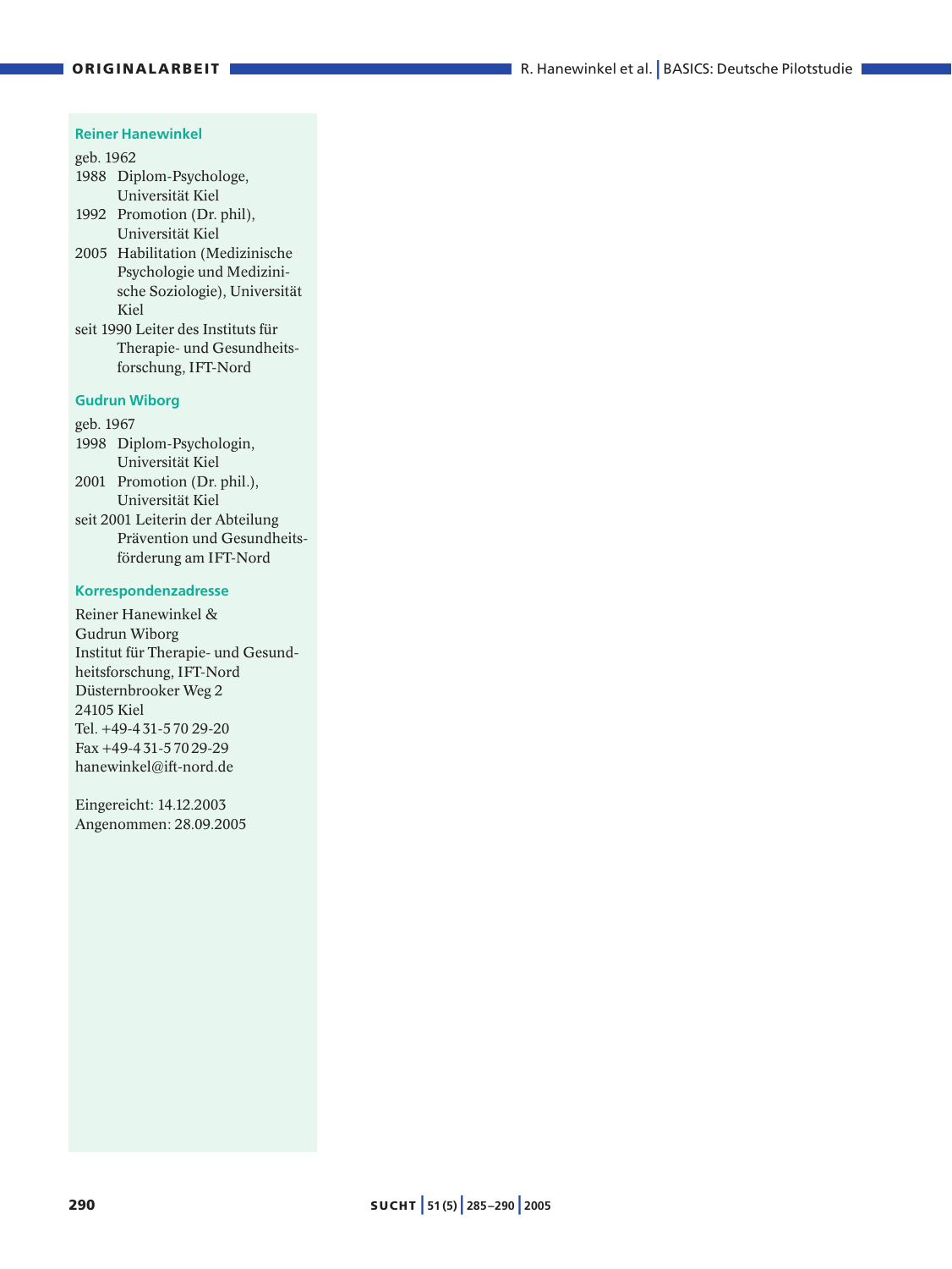### Reiner Hanewinkel

geb. 1962

1988 Diplom-Psychologe, Universität Kiel

1992 Promotion (Dr. phil), Universität Kiel

2005 Habilitation (Medizinische Psychologie und Medizinische Soziologie), Universität Kiel

seit 1990 Leiter des Instituts für Therapie- und Gesundheitsforschung, IFT-Nord

### Gudrun Wiborg

geb. 1967

1998 Diplom-Psychologin, Universität Kiel

2001 Promotion (Dr. phil.), Universität Kiel

seit 2001 Leiterin der Abteilung Prävention und Gesundheitsförderung am IFT-Nord

### Korrespondenzadresse

Reiner Hanewinkel &
Gudrun Wiborg
Institut für Therapie- und Gesundheitsforschung, IFT-Nord
Düsternbrooker Weg 2
24105 Kiel
Tel. +49-4 31-5 70 29-20
Fax +49-4 31-5 70 29-29
hanewinkel@ift-nord.de

Eingereicht: 14.12.2003
Angenommen: 28.09.2005